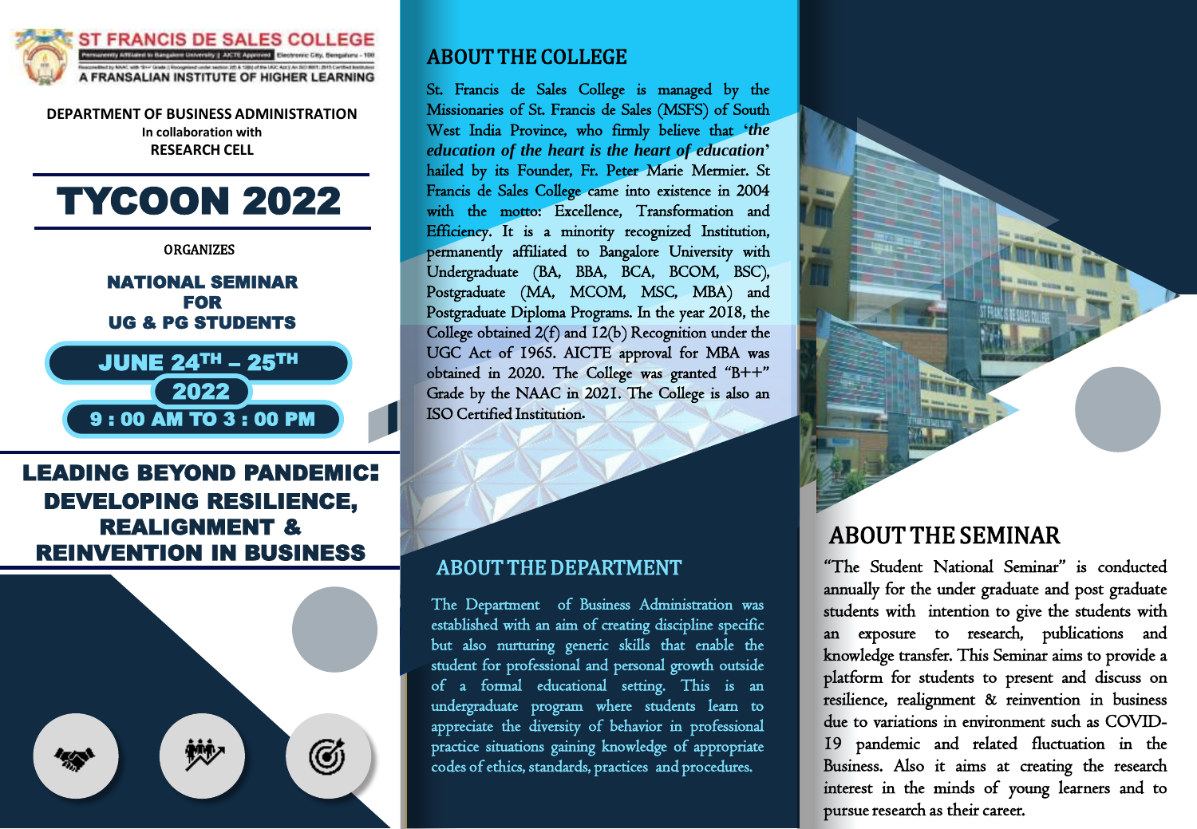# ST FRANCIS DE SALES COLLEGE

Permanently Affiliated to Bangalore University | AICTE Approved | Electronic City, Bengaluru - 100

A FRANSALIAN INSTITUTE OF HIGHER LEARNING

**DEPARTMENT OF BUSINESS ADMINISTRATION**

In collaboration with

**RESEARCH CELL**

# TYCOON 2022

ORGANIZES

## NATIONAL SEMINAR FOR UG & PG STUDENTS

**JUNE 24TH – 25TH 2022**

**9 : 00 AM TO 3 : 00 PM**

## LEADING BEYOND PANDEMIC: DEVELOPING RESILIENCE, REALIGNMENT & REINVENTION IN BUSINESS

## ABOUT THE COLLEGE

St. Francis de Sales College is managed by the Missionaries of St. Francis de Sales (MSFS) of South West India Province, who firmly believe that ***'the education of the heart is the heart of education'*** hailed by its Founder, Fr. Peter Marie Mermier. St Francis de Sales College came into existence in 2004 with the motto: Excellence, Transformation and Efficiency. It is a minority recognized Institution, permanently affiliated to Bangalore University with Undergraduate (BA, BBA, BCA, BCOM, BSC), Postgraduate (MA, MCOM, MSC, MBA) and Postgraduate Diploma Programs. In the year 2018, the College obtained 2(f) and 12(b) Recognition under the UGC Act of 1965. AICTE approval for MBA was obtained in 2020. The College was granted "B++" Grade by the NAAC in 2021. The College is also an ISO Certified Institution.

## ABOUT THE DEPARTMENT

The Department of Business Administration was established with an aim of creating discipline specific but also nurturing generic skills that enable the student for professional and personal growth outside of a formal educational setting. This is an undergraduate program where students learn to appreciate the diversity of behavior in professional practice situations gaining knowledge of appropriate codes of ethics, standards, practices and procedures.

## ABOUT THE SEMINAR

"The Student National Seminar" is conducted annually for the under graduate and post graduate students with intention to give the students with an exposure to research, publications and knowledge transfer. This Seminar aims to provide a platform for students to present and discuss on resilience, realignment & reinvention in business due to variations in environment such as COVID-19 pandemic and related fluctuation in the Business. Also it aims at creating the research interest in the minds of young learners and to pursue research as their career.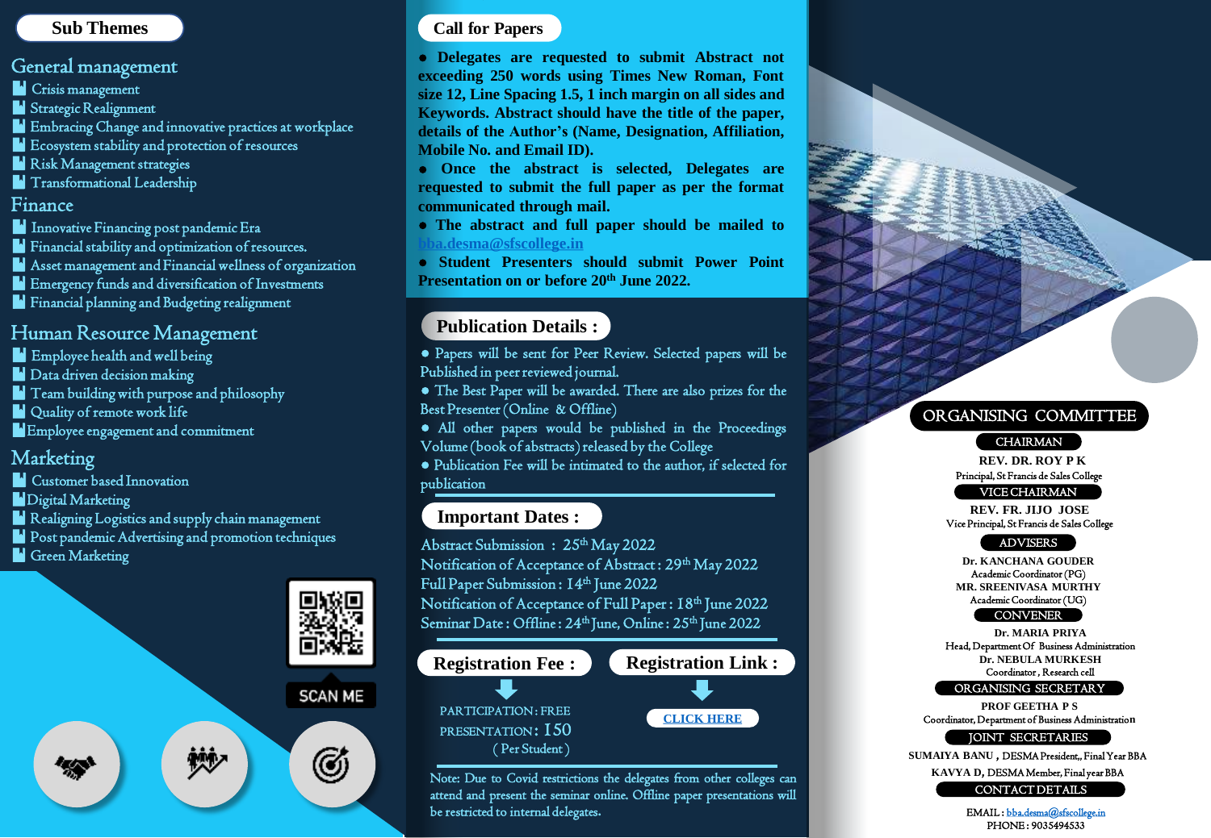## Sub Themes

### General management

- Crisis management
- Strategic Realignment
- Embracing Change and innovative practices at workplace
- Ecosystem stability and protection of resources
- Risk Management strategies
- Transformational Leadership

### Finance

- Innovative Financing post pandemic Era
- Financial stability and optimization of resources.
- Asset management and Financial wellness of organization
- Emergency funds and diversification of Investments
- Financial planning and Budgeting realignment

### Human Resource Management

- Employee health and well being
- Data driven decision making
- Team building with purpose and philosophy
- Quality of remote work life
- Employee engagement and commitment

### Marketing

- Customer based Innovation
- Digital Marketing
- Realigning Logistics and supply chain management
- Post pandemic Advertising and promotion techniques
- Green Marketing

SCAN ME

## Call for Papers

- **Delegates are requested to submit Abstract not exceeding 250 words using Times New Roman, Font size 12, Line Spacing 1.5, 1 inch margin on all sides and Keywords. Abstract should have the title of the paper, details of the Author's (Name, Designation, Affiliation, Mobile No. and Email ID).**
- **Once the abstract is selected, Delegates are requested to submit the full paper as per the format communicated through mail.**
- **The abstract and full paper should be mailed to bba.desma@sfscollege.in**
- **Student Presenters should submit Power Point Presentation on or before 20th June 2022.**

## Publication Details :

- Papers will be sent for Peer Review. Selected papers will be Published in peer reviewed journal.
- The Best Paper will be awarded. There are also prizes for the Best Presenter (Online & Offline)
- All other papers would be published in the Proceedings Volume (book of abstracts) released by the College
- Publication Fee will be intimated to the author, if selected for publication

## Important Dates :

Abstract Submission : 25th May 2022
Notification of Acceptance of Abstract : 29th May 2022
Full Paper Submission : 14th June 2022
Notification of Acceptance of Full Paper : 18th June 2022
Seminar Date : Offline : 24th June, Online : 25th June 2022

## Registration Fee :

PARTICIPATION : FREE
PRESENTATION : 150
(Per Student)

## Registration Link :

CLICK HERE

Note: Due to Covid restrictions the delegates from other colleges can attend and present the seminar online. Offline paper presentations will be restricted to internal delegates.

## ORGANISING COMMITTEE

**CHAIRMAN**

**REV. DR. ROY P K**
Principal, St Francis de Sales College

**VICE CHAIRMAN**

**REV. FR. JIJO JOSE**
Vice Principal, St Francis de Sales College

**ADVISERS**

**Dr. KANCHANA GOUDER**
Academic Coordinator (PG)
**MR. SREENIVASA MURTHY**
Academic Coordinator (UG)

**CONVENER**

**Dr. MARIA PRIYA**
Head, Department Of Business Administration
**Dr. NEBULA MURKESH**
Coordinator , Research cell

**ORGANISING SECRETARY**

**PROF GEETHA P S**
Coordinator, Department of Business Administration

**JOINT SECRETARIES**

**SUMAIYA BANU ,** DESMA President,, Final Year BBA
**KAVYA D,** DESMA Member, Final year BBA

**CONTACT DETAILS**

EMAIL : bba.desma@sfscollege.in
PHONE : 9035494533